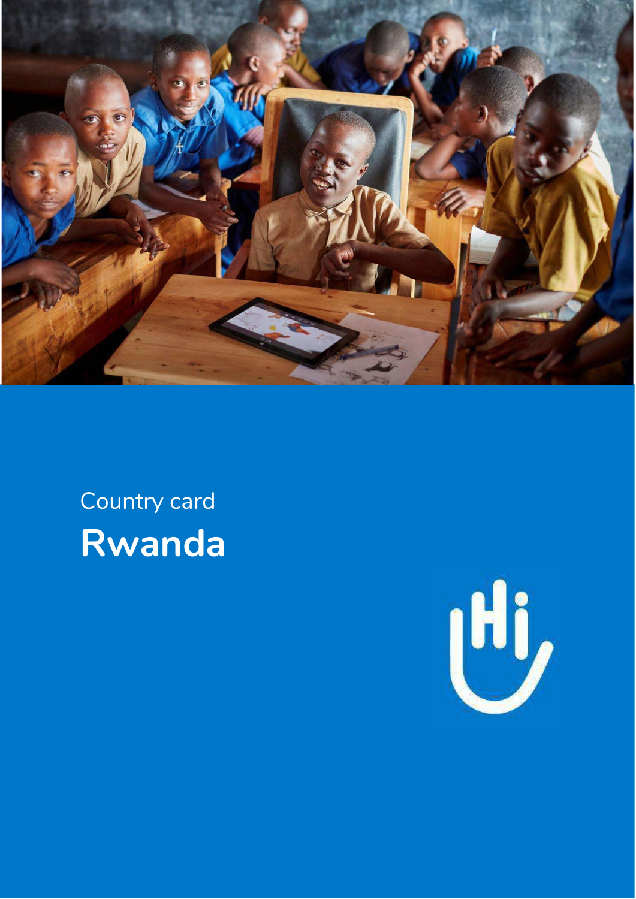Country card

# Rwanda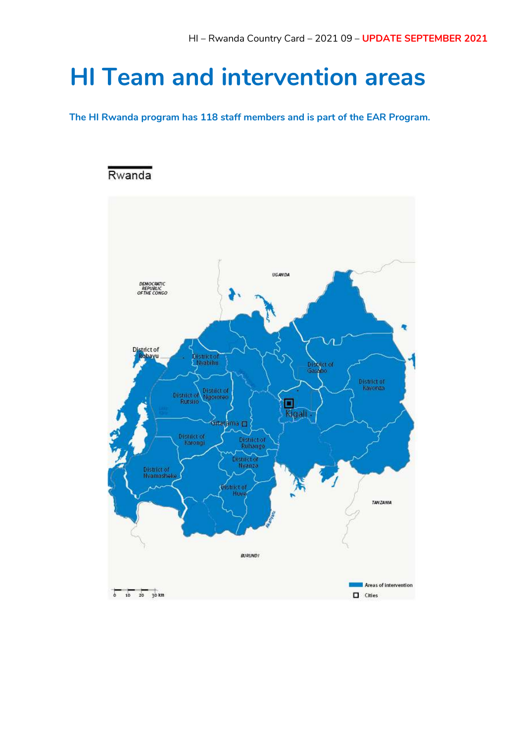# HI Team and intervention areas

**The HI Rwanda program has 118 staff members and is part of the EAR Program.**

Rwanda

DEMOCRATIC REPUBLIC OF THE CONGO

UGANDA

TANZANIA

BURUNDI

District of Rubavu

District of Nyabihu

District of Gasabo

District of Kayonza

District of Rutsiro

District of Ngororero

Kigali

Gitarama

District of Karongi

District of Ruhango

District of Nyanza

District of Nyamasheke

District of Huye

Areas of intervention

Cities

0 10 20 30 km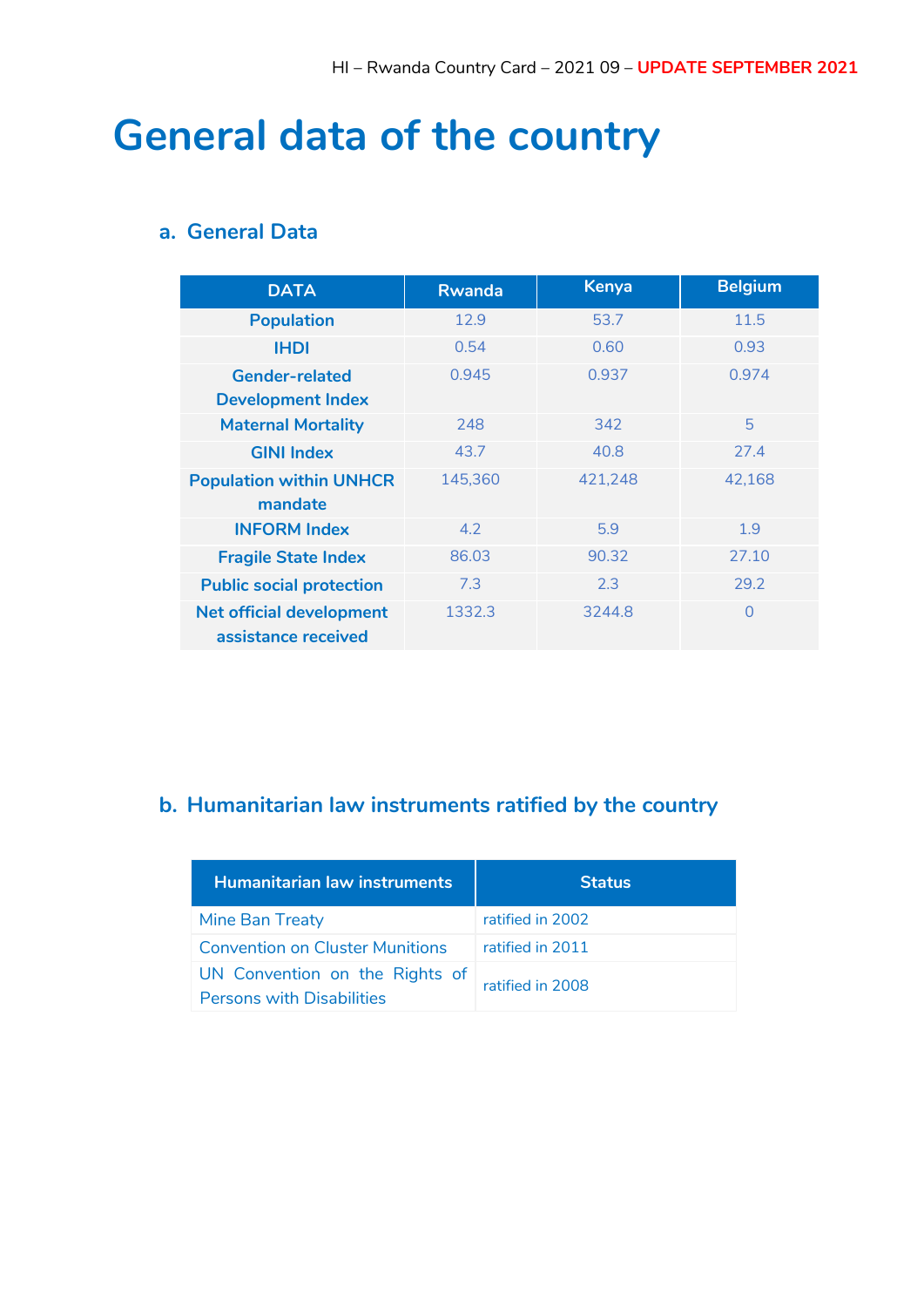# General data of the country

## a. General Data

| DATA | Rwanda | Kenya | Belgium |
|---|---|---|---|
| **Population** | 12.9 | 53.7 | 11.5 |
| **IHDI** | 0.54 | 0.60 | 0.93 |
| **Gender-related Development Index** | 0.945 | 0.937 | 0.974 |
| **Maternal Mortality** | 248 | 342 | 5 |
| **GINI Index** | 43.7 | 40.8 | 27.4 |
| **Population within UNHCR mandate** | 145,360 | 421,248 | 42,168 |
| **INFORM Index** | 4.2 | 5.9 | 1.9 |
| **Fragile State Index** | 86.03 | 90.32 | 27.10 |
| **Public social protection** | 7.3 | 2.3 | 29.2 |
| **Net official development assistance received** | 1332.3 | 3244.8 | 0 |

## b. Humanitarian law instruments ratified by the country

| Humanitarian law instruments | Status |
|---|---|
| Mine Ban Treaty | ratified in 2002 |
| Convention on Cluster Munitions | ratified in 2011 |
| UN Convention on the Rights of Persons with Disabilities | ratified in 2008 |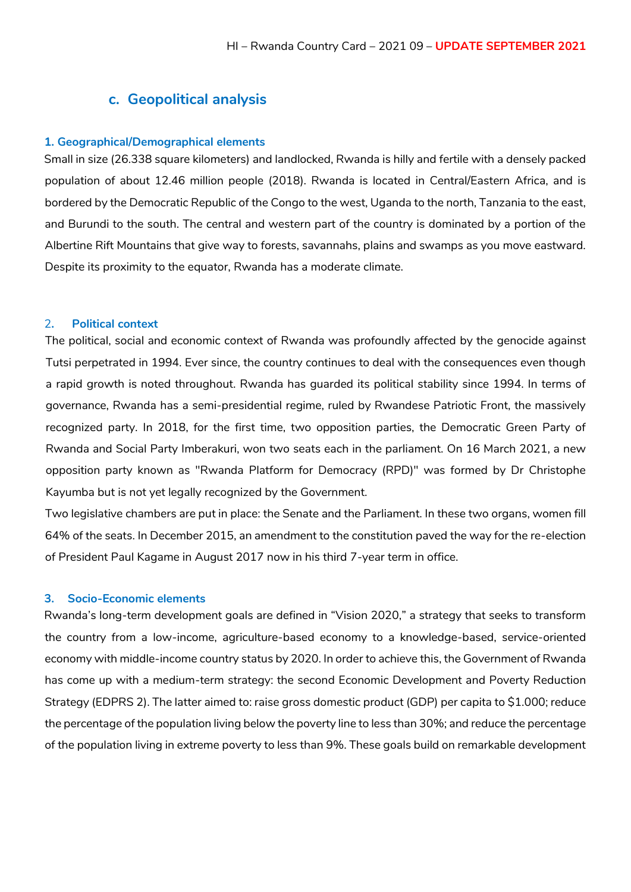## c. Geopolitical analysis

### 1. Geographical/Demographical elements

Small in size (26.338 square kilometers) and landlocked, Rwanda is hilly and fertile with a densely packed population of about 12.46 million people (2018). Rwanda is located in Central/Eastern Africa, and is bordered by the Democratic Republic of the Congo to the west, Uganda to the north, Tanzania to the east, and Burundi to the south. The central and western part of the country is dominated by a portion of the Albertine Rift Mountains that give way to forests, savannahs, plains and swamps as you move eastward. Despite its proximity to the equator, Rwanda has a moderate climate.

### 2. Political context

The political, social and economic context of Rwanda was profoundly affected by the genocide against Tutsi perpetrated in 1994. Ever since, the country continues to deal with the consequences even though a rapid growth is noted throughout. Rwanda has guarded its political stability since 1994. In terms of governance, Rwanda has a semi-presidential regime, ruled by Rwandese Patriotic Front, the massively recognized party. In 2018, for the first time, two opposition parties, the Democratic Green Party of Rwanda and Social Party Imberakuri, won two seats each in the parliament. On 16 March 2021, a new opposition party known as "Rwanda Platform for Democracy (RPD)" was formed by Dr Christophe Kayumba but is not yet legally recognized by the Government.

Two legislative chambers are put in place: the Senate and the Parliament. In these two organs, women fill 64% of the seats. In December 2015, an amendment to the constitution paved the way for the re-election of President Paul Kagame in August 2017 now in his third 7-year term in office.

### 3. Socio-Economic elements

Rwanda's long-term development goals are defined in "Vision 2020," a strategy that seeks to transform the country from a low-income, agriculture-based economy to a knowledge-based, service-oriented economy with middle-income country status by 2020. In order to achieve this, the Government of Rwanda has come up with a medium-term strategy: the second Economic Development and Poverty Reduction Strategy (EDPRS 2). The latter aimed to: raise gross domestic product (GDP) per capita to $1.000; reduce the percentage of the population living below the poverty line to less than 30%; and reduce the percentage of the population living in extreme poverty to less than 9%. These goals build on remarkable development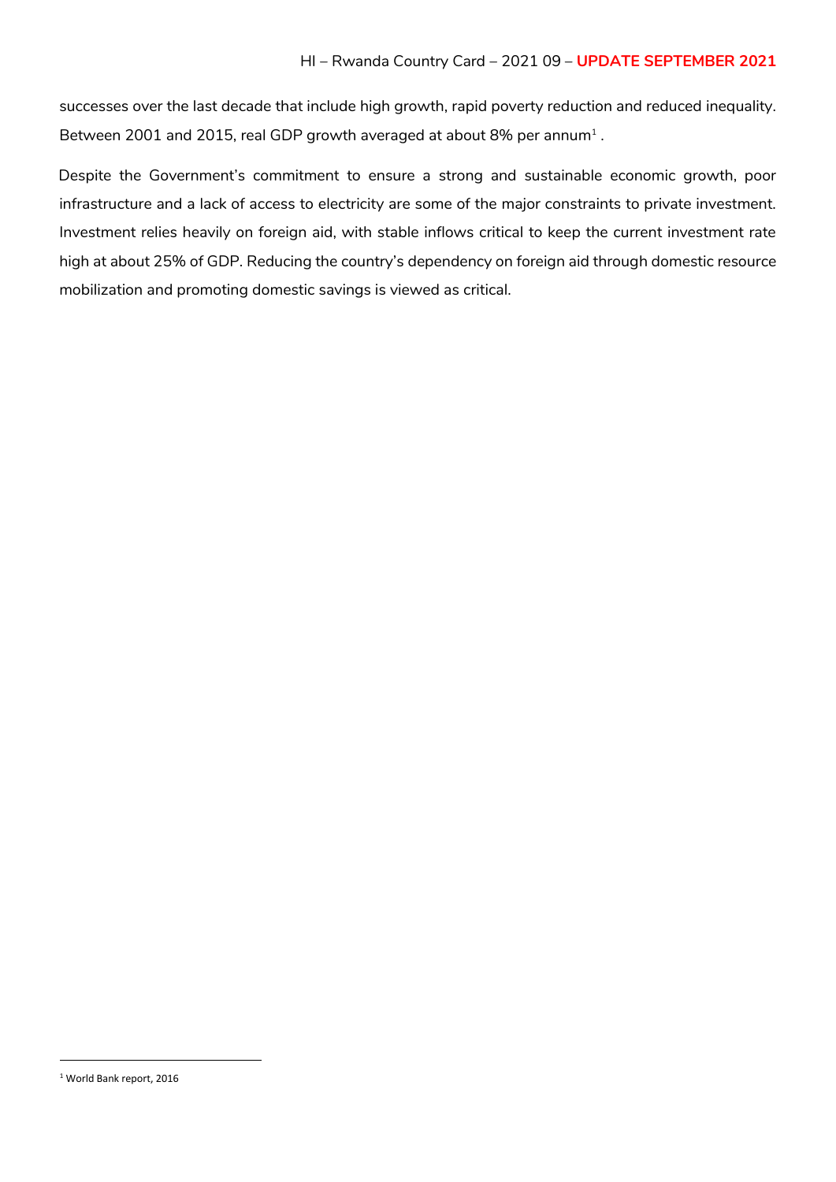successes over the last decade that include high growth, rapid poverty reduction and reduced inequality. Between 2001 and 2015, real GDP growth averaged at about 8% per annum[1] .

Despite the Government's commitment to ensure a strong and sustainable economic growth, poor infrastructure and a lack of access to electricity are some of the major constraints to private investment. Investment relies heavily on foreign aid, with stable inflows critical to keep the current investment rate high at about 25% of GDP. Reducing the country's dependency on foreign aid through domestic resource mobilization and promoting domestic savings is viewed as critical.

---

[1] World Bank report, 2016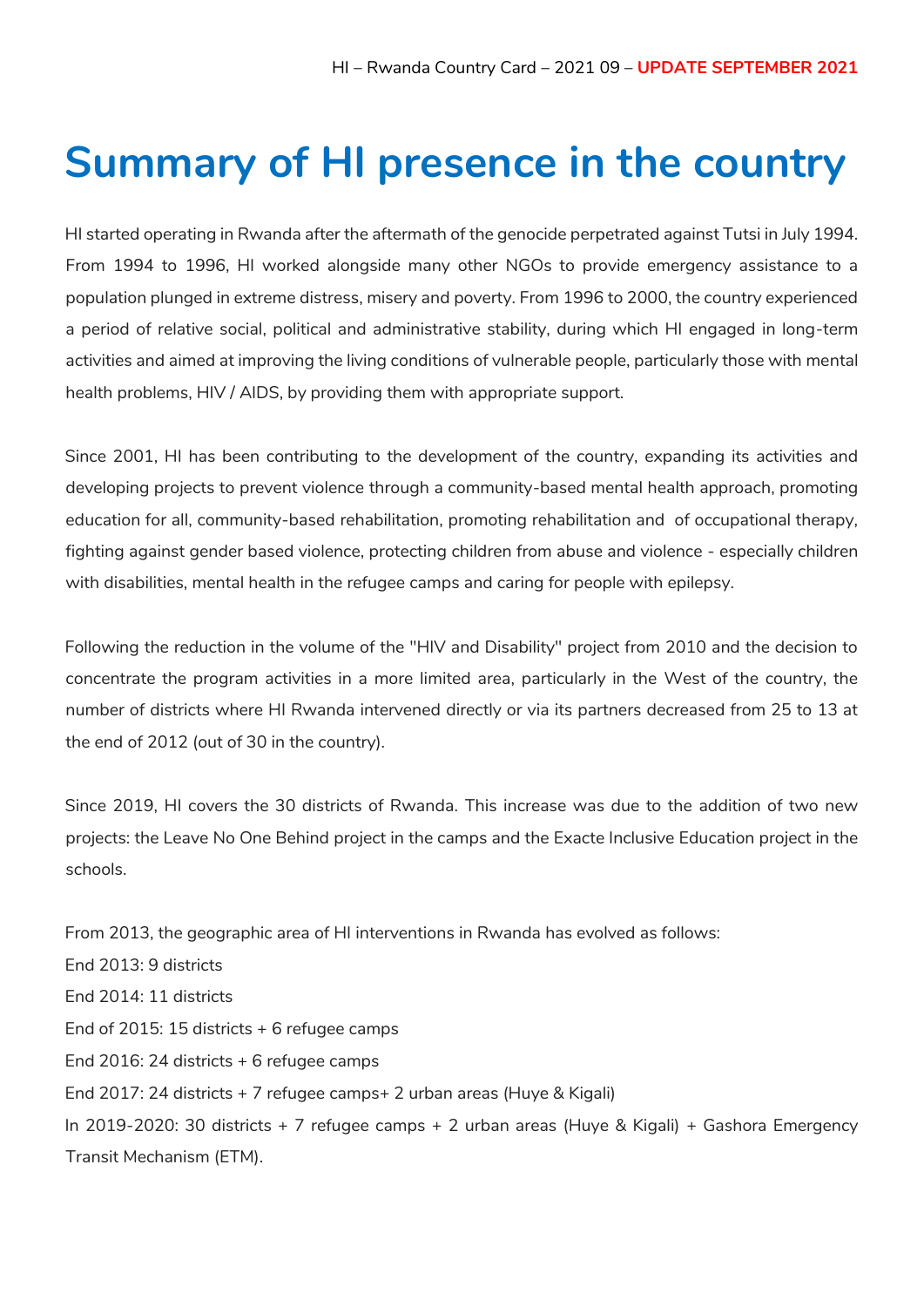# Summary of HI presence in the country

HI started operating in Rwanda after the aftermath of the genocide perpetrated against Tutsi in July 1994. From 1994 to 1996, HI worked alongside many other NGOs to provide emergency assistance to a population plunged in extreme distress, misery and poverty. From 1996 to 2000, the country experienced a period of relative social, political and administrative stability, during which HI engaged in long-term activities and aimed at improving the living conditions of vulnerable people, particularly those with mental health problems, HIV / AIDS, by providing them with appropriate support.

Since 2001, HI has been contributing to the development of the country, expanding its activities and developing projects to prevent violence through a community-based mental health approach, promoting education for all, community-based rehabilitation, promoting rehabilitation and of occupational therapy, fighting against gender based violence, protecting children from abuse and violence - especially children with disabilities, mental health in the refugee camps and caring for people with epilepsy.

Following the reduction in the volume of the "HIV and Disability" project from 2010 and the decision to concentrate the program activities in a more limited area, particularly in the West of the country, the number of districts where HI Rwanda intervened directly or via its partners decreased from 25 to 13 at the end of 2012 (out of 30 in the country).

Since 2019, HI covers the 30 districts of Rwanda. This increase was due to the addition of two new projects: the Leave No One Behind project in the camps and the Exacte Inclusive Education project in the schools.

From 2013, the geographic area of HI interventions in Rwanda has evolved as follows:
End 2013: 9 districts
End 2014: 11 districts
End of 2015: 15 districts + 6 refugee camps
End 2016: 24 districts + 6 refugee camps
End 2017: 24 districts + 7 refugee camps+ 2 urban areas (Huye & Kigali)
In 2019-2020: 30 districts + 7 refugee camps + 2 urban areas (Huye & Kigali) + Gashora Emergency Transit Mechanism (ETM).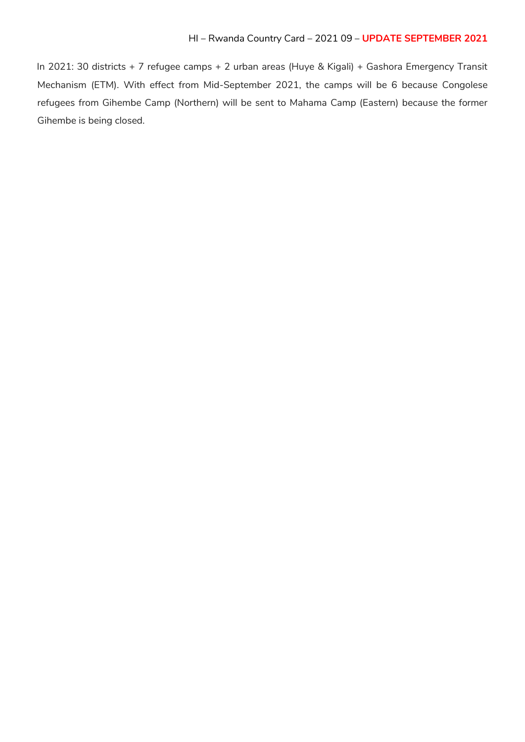In 2021: 30 districts + 7 refugee camps + 2 urban areas (Huye & Kigali) + Gashora Emergency Transit Mechanism (ETM). With effect from Mid-September 2021, the camps will be 6 because Congolese refugees from Gihembe Camp (Northern) will be sent to Mahama Camp (Eastern) because the former Gihembe is being closed.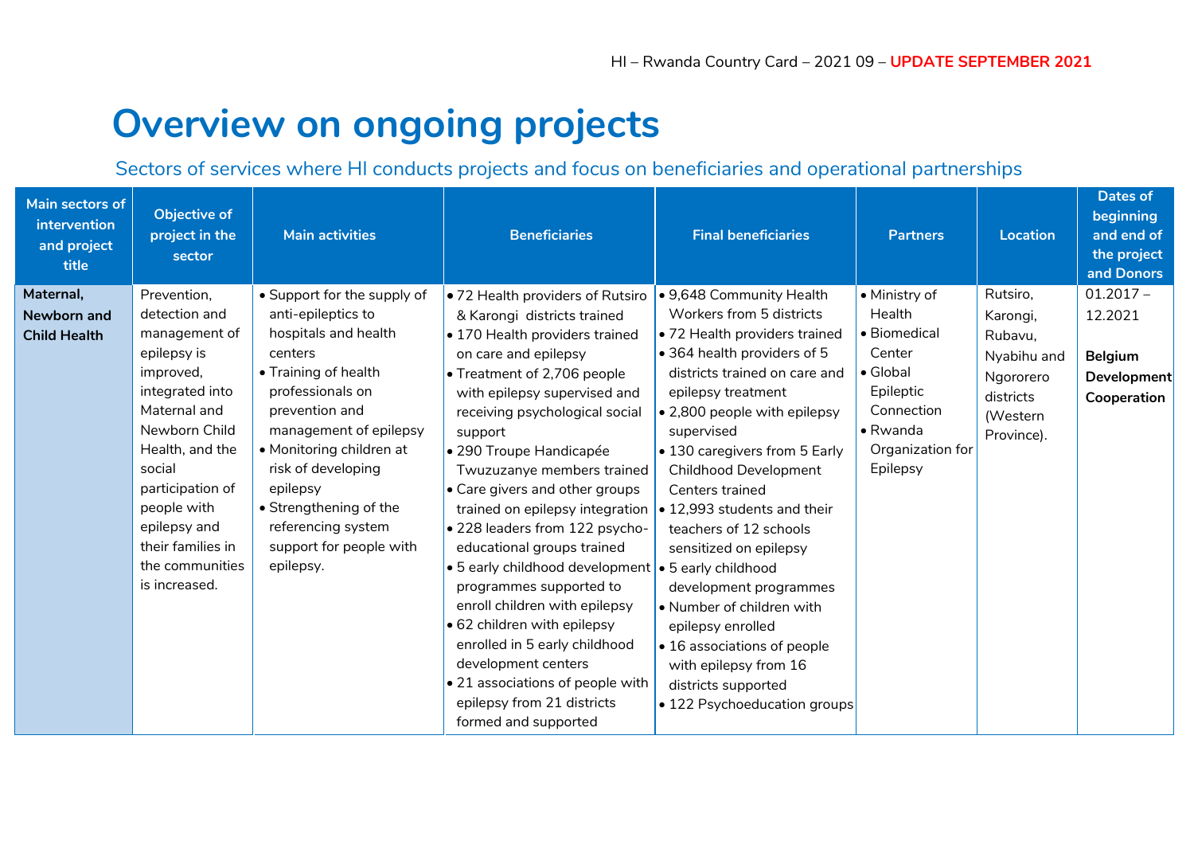# Overview on ongoing projects

Sectors of services where HI conducts projects and focus on beneficiaries and operational partnerships

| Main sectors of intervention and project title | Objective of project in the sector | Main activities | Beneficiaries | Final beneficiaries | Partners | Location | Dates of beginning and end of the project and Donors |
|---|---|---|---|---|---|---|---|
| **Maternal, Newborn and Child Health** | Prevention, detection and management of epilepsy is improved, integrated into Maternal and Newborn Child Health, and the social participation of people with epilepsy and their families in the communities is increased. | • Support for the supply of anti-epileptics to hospitals and health centers<br>• Training of health professionals on prevention and management of epilepsy<br>• Monitoring children at risk of developing epilepsy<br>• Strengthening of the referencing system support for people with epilepsy. | • 72 Health providers of Rutsiro & Karongi districts trained<br>• 170 Health providers trained on care and epilepsy<br>• Treatment of 2,706 people with epilepsy supervised and receiving psychological social support<br>• 290 Troupe Handicapée Twuzuzanye members trained<br>• Care givers and other groups trained on epilepsy integration<br>• 228 leaders from 122 psycho-educational groups trained<br>• 5 early childhood development programmes supported to enroll children with epilepsy<br>• 62 children with epilepsy enrolled in 5 early childhood development centers<br>• 21 associations of people with epilepsy from 21 districts formed and supported | • 9,648 Community Health Workers from 5 districts<br>• 72 Health providers trained<br>• 364 health providers of 5 districts trained on care and epilepsy treatment<br>• 2,800 people with epilepsy supervised<br>• 130 caregivers from 5 Early Childhood Development Centers trained<br>• 12,993 students and their teachers of 12 schools sensitized on epilepsy<br>• 5 early childhood development programmes<br>• Number of children with epilepsy enrolled<br>• 16 associations of people with epilepsy from 16 districts supported<br>• 122 Psychoeducation groups | • Ministry of Health<br>• Biomedical Center<br>• Global Epileptic Connection<br>• Rwanda Organization for Epilepsy | Rutsiro, Karongi, Rubavu, Nyabihu and Ngororero districts (Western Province). | 01.2017 – 12.2021<br><br>**Belgium Development Cooperation** |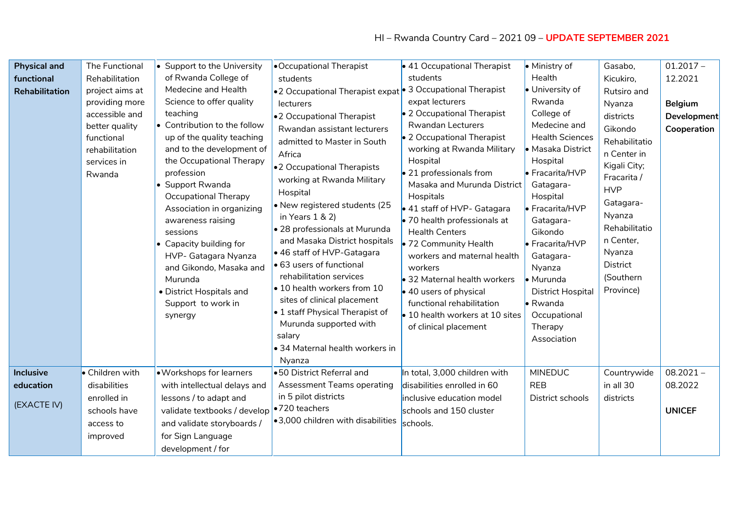| Physical and functional Rehabilitation | The Functional Rehabilitation project aims at providing more accessible and better quality functional rehabilitation services in Rwanda | • Support to the University of Rwanda College of Medecine and Health Science to offer quality teaching<br>• Contribution to the follow up of the quality teaching and to the development of the Occupational Therapy profession<br>• Support Rwanda Occupational Therapy Association in organizing awareness raising sessions<br>• Capacity building for HVP- Gatagara Nyanza and Gikondo, Masaka and Murunda<br>• District Hospitals and Support to work in synergy | • Occupational Therapist students<br>• 2 Occupational Therapist expat lecturers<br>• 2 Occupational Therapist Rwandan assistant lecturers admitted to Master in South Africa<br>• 2 Occupational Therapists working at Rwanda Military Hospital<br>• New registered students (25 in Years 1 & 2)<br>• 28 professionals at Murunda and Masaka District hospitals<br>• 46 staff of HVP-Gatagara<br>• 63 users of functional rehabilitation services<br>• 10 health workers from 10 sites of clinical placement<br>• 1 staff Physical Therapist of Murunda supported with salary<br>• 34 Maternal health workers in Nyanza | • 41 Occupational Therapist students<br>• 3 Occupational Therapist expat lecturers<br>• 2 Occupational Therapist Rwandan Lecturers<br>• 2 Occupational Therapist working at Rwanda Military Hospital<br>• 21 professionals from Masaka and Murunda District Hospitals<br>• 41 staff of HVP- Gatagara<br>• 70 health professionals at Health Centers<br>• 72 Community Health workers and maternal health workers<br>• 32 Maternal health workers<br>• 40 users of physical functional rehabilitation<br>• 10 health workers at 10 sites of clinical placement | • Ministry of Health<br>• University of Rwanda College of Medecine and Health Sciences<br>• Masaka District Hospital<br>• Fracarita/HVP Gatagara-Hospital<br>• Fracarita/HVP Gatagara-Gikondo<br>• Fracarita/HVP Gatagara-Nyanza<br>• Murunda District Hospital<br>• Rwanda Occupational Therapy Association | Gasabo, Kicukiro, Rutsiro and Nyanza districts Gikondo Rehabilitation Center in Kigali City; Fracarita / HVP Gatagara-Nyanza Rehabilitation Center, Nyanza District (Southern Province) | 01.2017 – 12.2021<br><br>**Belgium Development Cooperation** |
|---|---|---|---|---|---|---|---|
| **Inclusive education**<br><br>(EXACTE IV) | • Children with disabilities enrolled in schools have access to improved | • Workshops for learners with intellectual delays and lessons / to adapt and validate textbooks / develop and validate storyboards / for Sign Language development / for | • 50 District Referral and Assessment Teams operating in 5 pilot districts<br>• 720 teachers<br>• 3,000 children with disabilities | In total, 3,000 children with disabilities enrolled in 60 inclusive education model schools and 150 cluster schools. | MINEDUC<br>REB<br>District schools | Countrywide in all 30 districts | 08.2021 – 08.2022<br><br>**UNICEF** |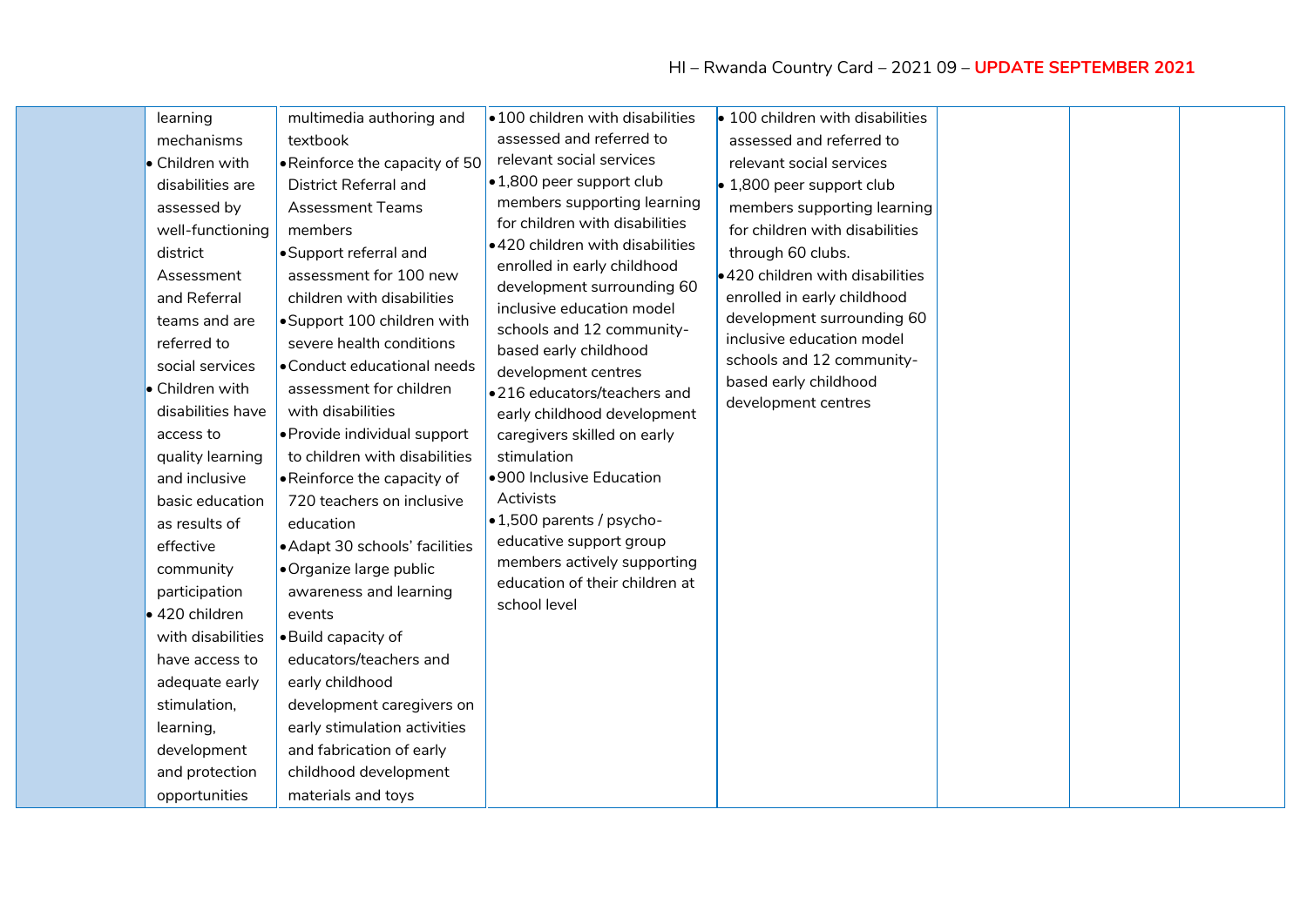| | | | | | | | |
|---|---|---|---|---|---|---|---|
| | learning mechanisms<br>• Children with disabilities are assessed by well-functioning district Assessment and Referral teams and are referred to social services<br>• Children with disabilities have access to quality learning and inclusive basic education as results of effective community participation<br>• 420 children with disabilities have access to adequate early stimulation, learning, development and protection opportunities | multimedia authoring and textbook<br>• Reinforce the capacity of 50 District Referral and Assessment Teams members<br>• Support referral and assessment for 100 new children with disabilities<br>• Support 100 children with severe health conditions<br>• Conduct educational needs assessment for children with disabilities<br>• Provide individual support to children with disabilities<br>• Reinforce the capacity of 720 teachers on inclusive education<br>• Adapt 30 schools' facilities<br>• Organize large public awareness and learning events<br>• Build capacity of educators/teachers and early childhood development caregivers on early stimulation activities and fabrication of early childhood development materials and toys | • 100 children with disabilities assessed and referred to relevant social services<br>• 1,800 peer support club members supporting learning for children with disabilities<br>• 420 children with disabilities enrolled in early childhood development surrounding 60 inclusive education model schools and 12 community-based early childhood development centres<br>• 216 educators/teachers and early childhood development caregivers skilled on early stimulation<br>• 900 Inclusive Education Activists<br>• 1,500 parents / psycho-educative support group members actively supporting education of their children at school level | • 100 children with disabilities assessed and referred to relevant social services<br>• 1,800 peer support club members supporting learning for children with disabilities through 60 clubs.<br>• 420 children with disabilities enrolled in early childhood development surrounding 60 inclusive education model schools and 12 community-based early childhood development centres | | | |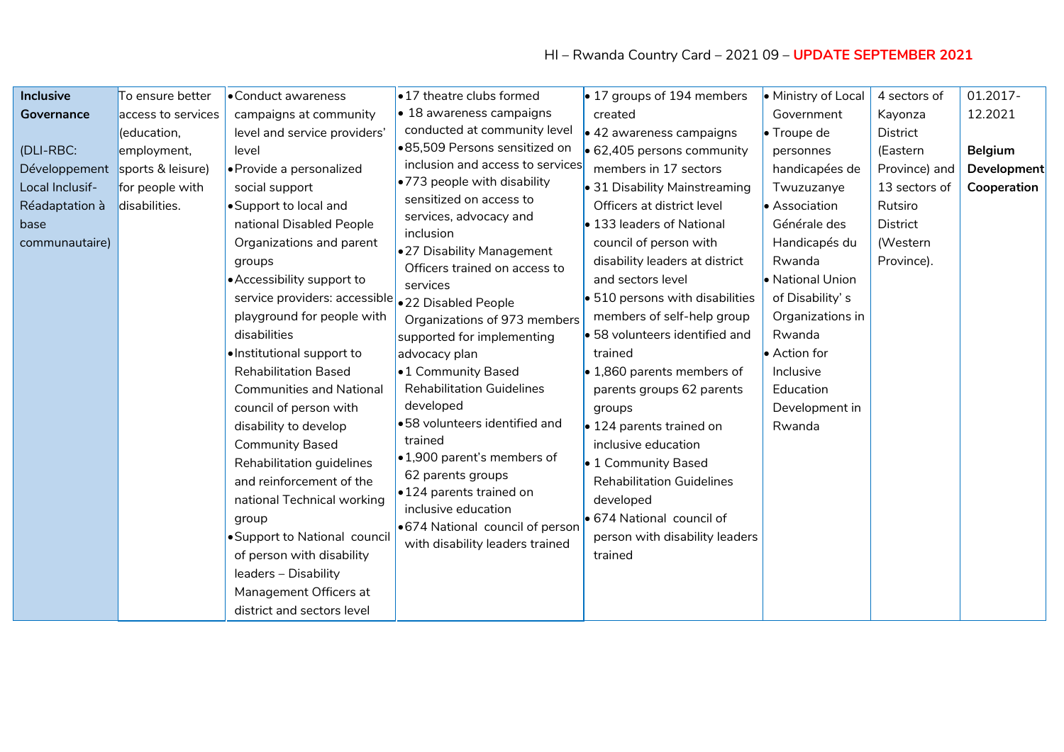| | | | | | | | |
|---|---|---|---|---|---|---|---|
| **Inclusive Governance**<br><br>(DLI-RBC: Développement Local Inclusif-Réadaptation à base communautaire) | To ensure better access to services (education, employment, sports & leisure) for people with disabilities. | • Conduct awareness campaigns at community level and service providers' level<br>• Provide a personalized social support<br>• Support to local and national Disabled People Organizations and parent groups<br>• Accessibility support to service providers: accessible playground for people with disabilities<br>• Institutional support to Rehabilitation Based Communities and National council of person with disability to develop Community Based Rehabilitation guidelines and reinforcement of the national Technical working group<br>• Support to National council of person with disability leaders – Disability Management Officers at district and sectors level | • 17 theatre clubs formed<br>• 18 awareness campaigns conducted at community level<br>• 85,509 Persons sensitized on inclusion and access to services<br>• 773 people with disability sensitized on access to services, advocacy and inclusion<br>• 27 Disability Management Officers trained on access to services<br>• 22 Disabled People Organizations of 973 members supported for implementing advocacy plan<br>• 1 Community Based Rehabilitation Guidelines developed<br>• 58 volunteers identified and trained<br>• 1,900 parent's members of 62 parents groups<br>• 124 parents trained on inclusive education<br>• 674 National council of person with disability leaders trained | • 17 groups of 194 members created<br>• 42 awareness campaigns<br>• 62,405 persons community members in 17 sectors<br>• 31 Disability Mainstreaming Officers at district level<br>• 133 leaders of National council of person with disability leaders at district and sectors level<br>• 510 persons with disabilities members of self-help group<br>• 58 volunteers identified and trained<br>• 1,860 parents members of parents groups 62 parents groups<br>• 124 parents trained on inclusive education<br>• 1 Community Based Rehabilitation Guidelines developed<br>• 674 National council of person with disability leaders trained | • Ministry of Local Government<br>• Troupe de personnes handicapées de Twuzuzanye<br>• Association Générale des Handicapés du Rwanda<br>• National Union of Disability' s Organizations in Rwanda<br>• Action for Inclusive Education Development in Rwanda | 4 sectors of Kayonza District (Eastern Province) and 13 sectors of Rutsiro District (Western Province). | 01.2017-12.2021<br><br>**Belgium Development Cooperation** |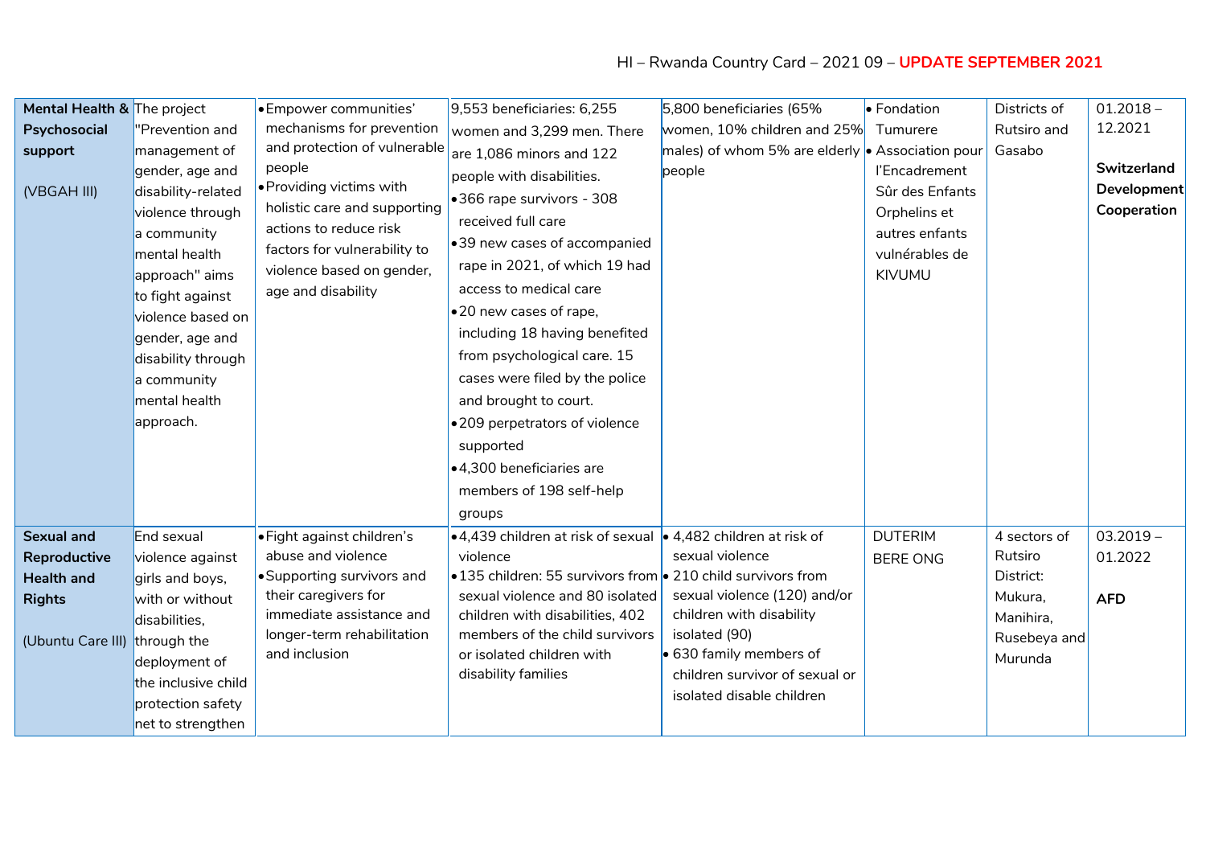| | | | | | | | |
|---|---|---|---|---|---|---|---|
| **Mental Health & Psychosocial support** (VBGAH III) | The project "Prevention and management of gender, age and disability-related violence through a community mental health approach" aims to fight against violence based on gender, age and disability through a community mental health approach. | • Empower communities' mechanisms for prevention and protection of vulnerable people<br>• Providing victims with holistic care and supporting actions to reduce risk factors for vulnerability to violence based on gender, age and disability | 9,553 beneficiaries: 6,255 women and 3,299 men. There are 1,086 minors and 122 people with disabilities.<br>• 366 rape survivors - 308 received full care<br>• 39 new cases of accompanied rape in 2021, of which 19 had access to medical care<br>• 20 new cases of rape, including 18 having benefited from psychological care. 15 cases were filed by the police and brought to court.<br>• 209 perpetrators of violence supported<br>• 4,300 beneficiaries are members of 198 self-help groups | 5,800 beneficiaries (65% women, 10% children and 25% males) of whom 5% are elderly people | • Fondation Tumurere<br>• Association pour l'Encadrement Sûr des Enfants Orphelins et autres enfants vulnérables de KIVUMU | Districts of Rutsiro and Gasabo | 01.2018 – 12.2021<br><br>**Switzerland Development Cooperation** |
| **Sexual and Reproductive Health and Rights** (Ubuntu Care III) | End sexual violence against girls and boys, with or without disabilities, through the deployment of the inclusive child protection safety net to strengthen | • Fight against children's abuse and violence<br>• Supporting survivors and their caregivers for immediate assistance and longer-term rehabilitation and inclusion | • 4,439 children at risk of sexual violence<br>• 135 children: 55 survivors from sexual violence and 80 isolated children with disabilities, 402 members of the child survivors or isolated children with disability families | • 4,482 children at risk of sexual violence<br>• 210 child survivors from sexual violence (120) and/or children with disability isolated (90)<br>• 630 family members of children survivor of sexual or isolated disable children | DUTERIM BERE ONG | 4 sectors of Rutsiro District: Mukura, Manihira, Rusebeya and Murunda | 03.2019 – 01.2022<br><br>**AFD** |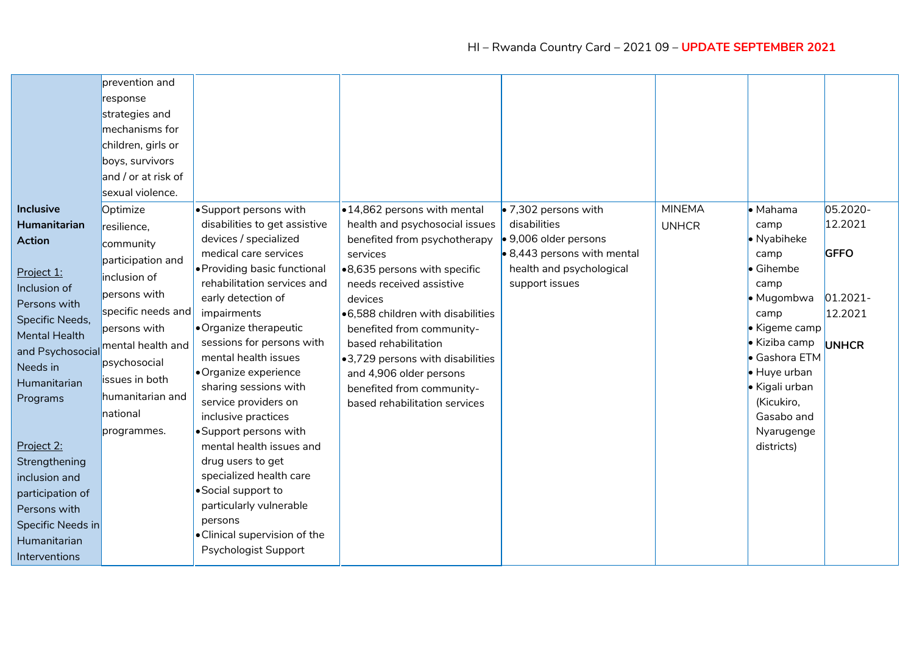| | | | | | | | |
|---|---|---|---|---|---|---|---|
| | prevention and response strategies and mechanisms for children, girls or boys, survivors and / or at risk of sexual violence. | | | | | | |
| **Inclusive Humanitarian Action**<br><br>Project 1: Inclusion of Persons with Specific Needs, Mental Health and Psychosocial Needs in Humanitarian Programs<br><br>Project 2: Strengthening inclusion and participation of Persons with Specific Needs in Humanitarian Interventions | Optimize resilience, community participation and inclusion of persons with specific needs and persons with mental health and psychosocial issues in both humanitarian and national programmes. | • Support persons with disabilities to get assistive devices / specialized medical care services<br>• Providing basic functional rehabilitation services and early detection of impairments<br>• Organize therapeutic sessions for persons with mental health issues<br>• Organize experience sharing sessions with service providers on inclusive practices<br>• Support persons with mental health issues and drug users to get specialized health care<br>• Social support to particularly vulnerable persons<br>• Clinical supervision of the Psychologist Support | • 14,862 persons with mental health and psychosocial issues benefited from psychotherapy services<br>• 8,635 persons with specific needs received assistive devices<br>• 6,588 children with disabilities benefited from community-based rehabilitation<br>• 3,729 persons with disabilities and 4,906 older persons benefited from community-based rehabilitation services | • 7,302 persons with disabilities<br>• 9,006 older persons<br>• 8,443 persons with mental health and psychological support issues | MINEMA<br>UNHCR | • Mahama camp<br>• Nyabiheke camp<br>• Gihembe camp<br>• Mugombwa camp<br>• Kigeme camp<br>• Kiziba camp<br>• Gashora ETM<br>• Huye urban<br>• Kigali urban (Kicukiro, Gasabo and Nyarugenge districts) | 05.2020-12.2021<br><br>**GFFO**<br><br>01.2021-12.2021<br><br>**UNHCR** |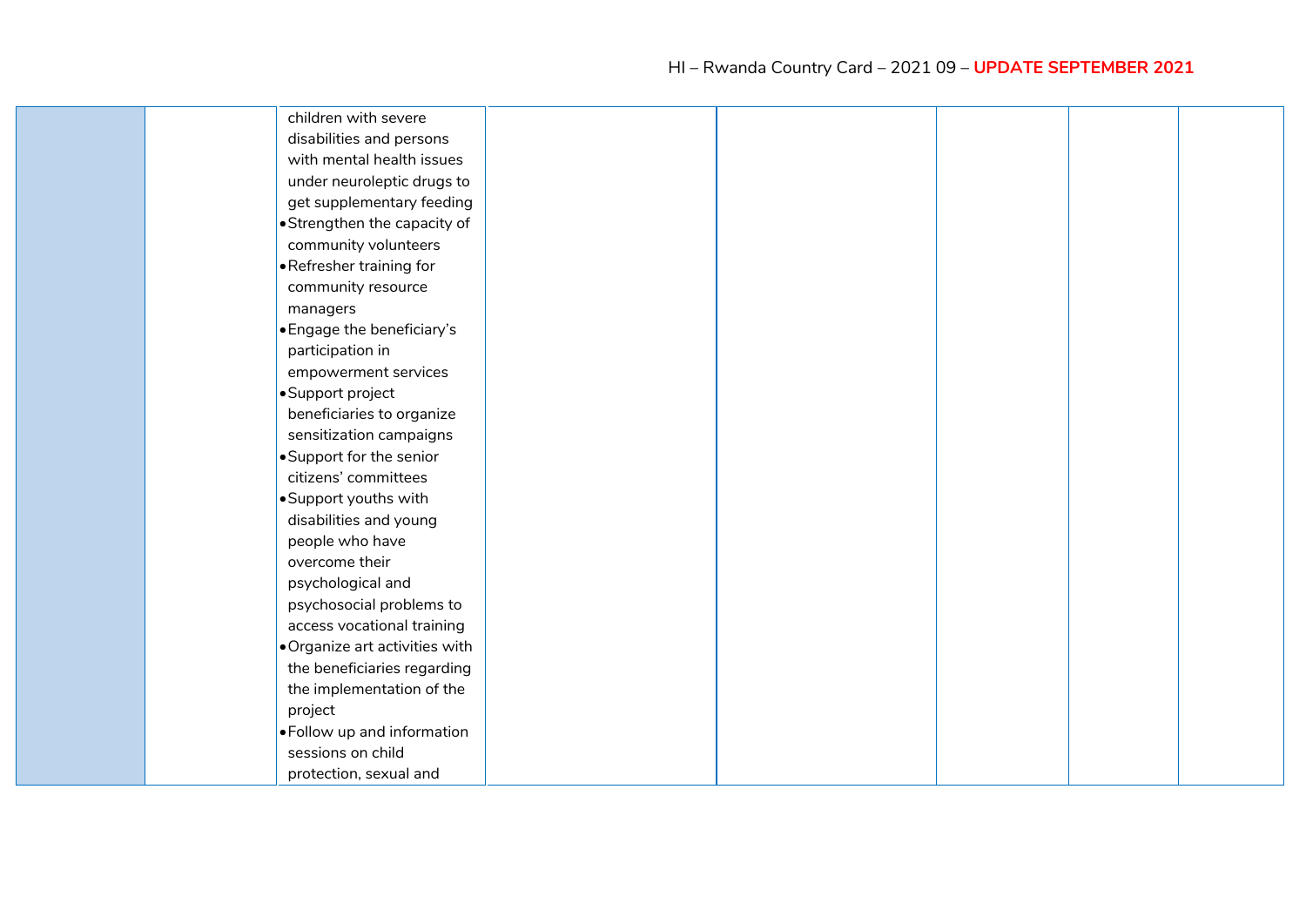|  |  |  |  |  |  |  |  |
|---|---|---|---|---|---|---|---|
|  |  | children with severe disabilities and persons with mental health issues under neuroleptic drugs to get supplementary feeding<br>• Strengthen the capacity of community volunteers<br>• Refresher training for community resource managers<br>• Engage the beneficiary's participation in empowerment services<br>• Support project beneficiaries to organize sensitization campaigns<br>• Support for the senior citizens' committees<br>• Support youths with disabilities and young people who have overcome their psychological and psychosocial problems to access vocational training<br>• Organize art activities with the beneficiaries regarding the implementation of the project<br>• Follow up and information sessions on child protection, sexual and |  |  |  |  |  |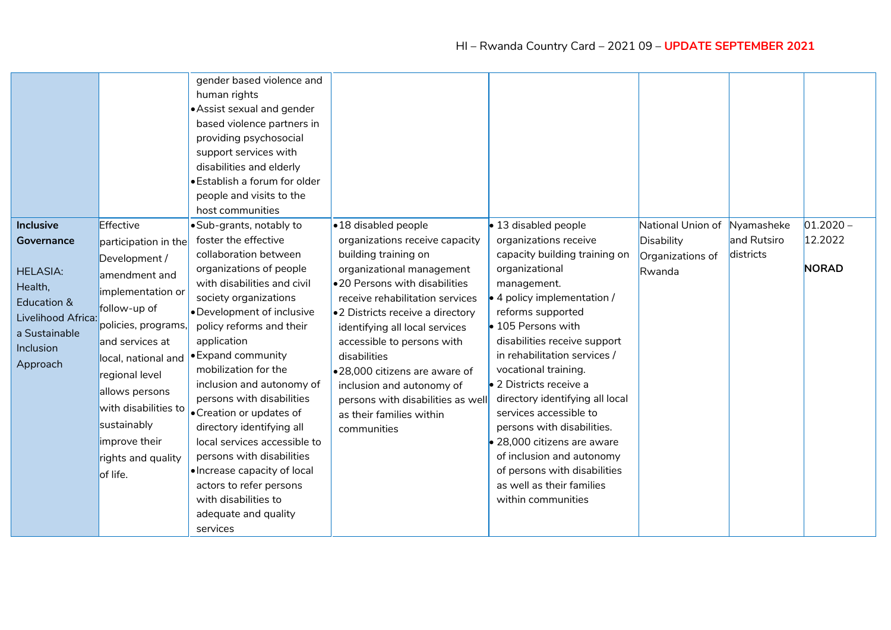| | | | | | | | |
|---|---|---|---|---|---|---|---|
| | | gender based violence and human rights<br>• Assist sexual and gender based violence partners in providing psychosocial support services with disabilities and elderly<br>• Establish a forum for older people and visits to the host communities | | | | | |
| **Inclusive Governance**<br><br>HELASIA: Health, Education & Livelihood Africa: a Sustainable Inclusion Approach | Effective participation in the Development / amendment and implementation or follow-up of policies, programs, and services at local, national and regional level allows persons with disabilities to sustainably improve their rights and quality of life. | • Sub-grants, notably to foster the effective collaboration between organizations of people with disabilities and civil society organizations<br>• Development of inclusive policy reforms and their application<br>• Expand community mobilization for the inclusion and autonomy of persons with disabilities<br>• Creation or updates of directory identifying all local services accessible to persons with disabilities<br>• Increase capacity of local actors to refer persons with disabilities to adequate and quality services | • 18 disabled people organizations receive capacity building training on organizational management<br>• 20 Persons with disabilities receive rehabilitation services<br>• 2 Districts receive a directory identifying all local services accessible to persons with disabilities<br>• 28,000 citizens are aware of inclusion and autonomy of persons with disabilities as well as their families within communities | • 13 disabled people organizations receive capacity building training on organizational management.<br>• 4 policy implementation / reforms supported<br>• 105 Persons with disabilities receive support in rehabilitation services / vocational training.<br>• 2 Districts receive a directory identifying all local services accessible to persons with disabilities.<br>• 28,000 citizens are aware of inclusion and autonomy of persons with disabilities as well as their families within communities | National Union of Disability Organizations of Rwanda | Nyamasheke and Rutsiro districts | 01.2020 – 12.2022<br><br>**NORAD** |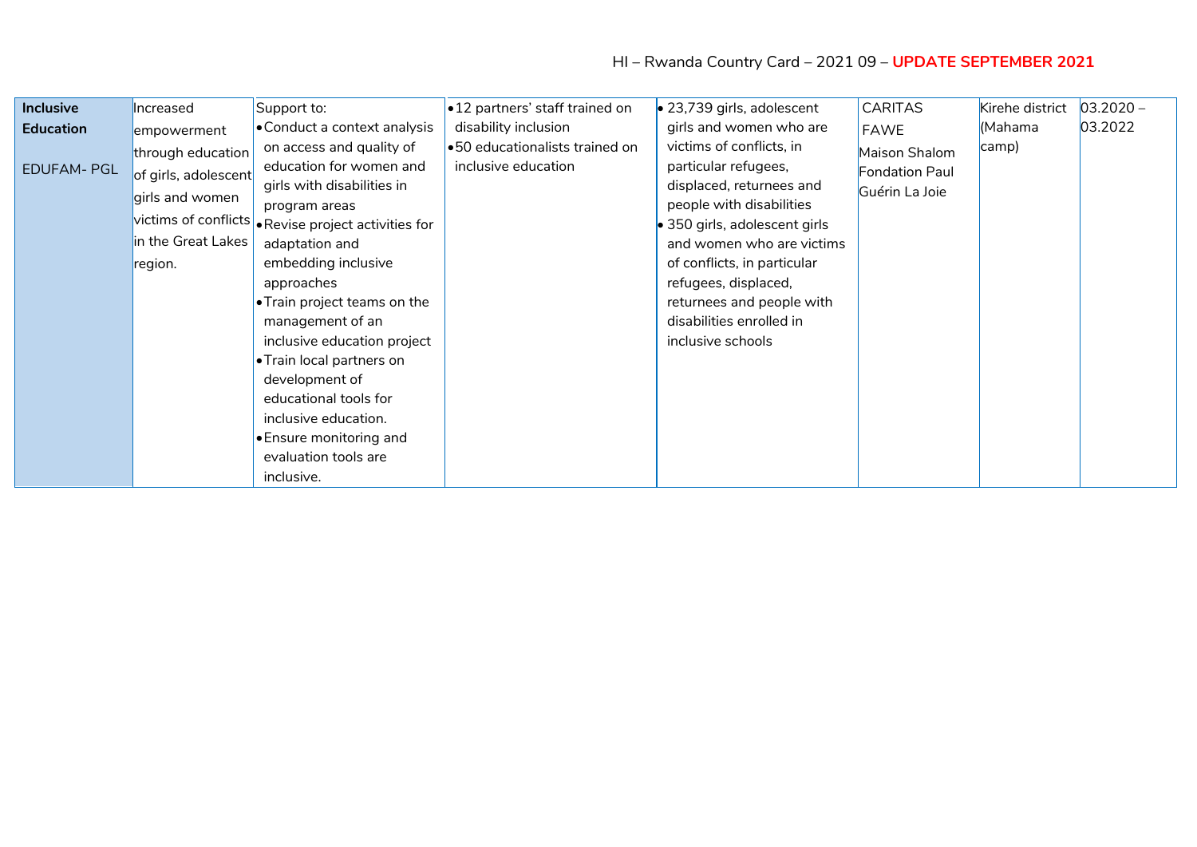| **Inclusive Education**<br><br>EDUFAM- PGL | Increased empowerment through education of girls, adolescent girls and women victims of conflicts in the Great Lakes region. | Support to:<br>• Conduct a context analysis on access and quality of education for women and girls with disabilities in program areas<br>• Revise project activities for adaptation and embedding inclusive approaches<br>• Train project teams on the management of an inclusive education project<br>• Train local partners on development of educational tools for inclusive education.<br>• Ensure monitoring and evaluation tools are inclusive. | • 12 partners' staff trained on disability inclusion<br>• 50 educationalists trained on inclusive education | • 23,739 girls, adolescent girls and women who are victims of conflicts, in particular refugees, displaced, returnees and people with disabilities<br>• 350 girls, adolescent girls and women who are victims of conflicts, in particular refugees, displaced, returnees and people with disabilities enrolled in inclusive schools | CARITAS<br>FAWE<br>Maison Shalom<br>Fondation Paul Guérin La Joie | Kirehe district (Mahama camp) | 03.2020 – 03.2022 |
|---|---|---|---|---|---|---|---|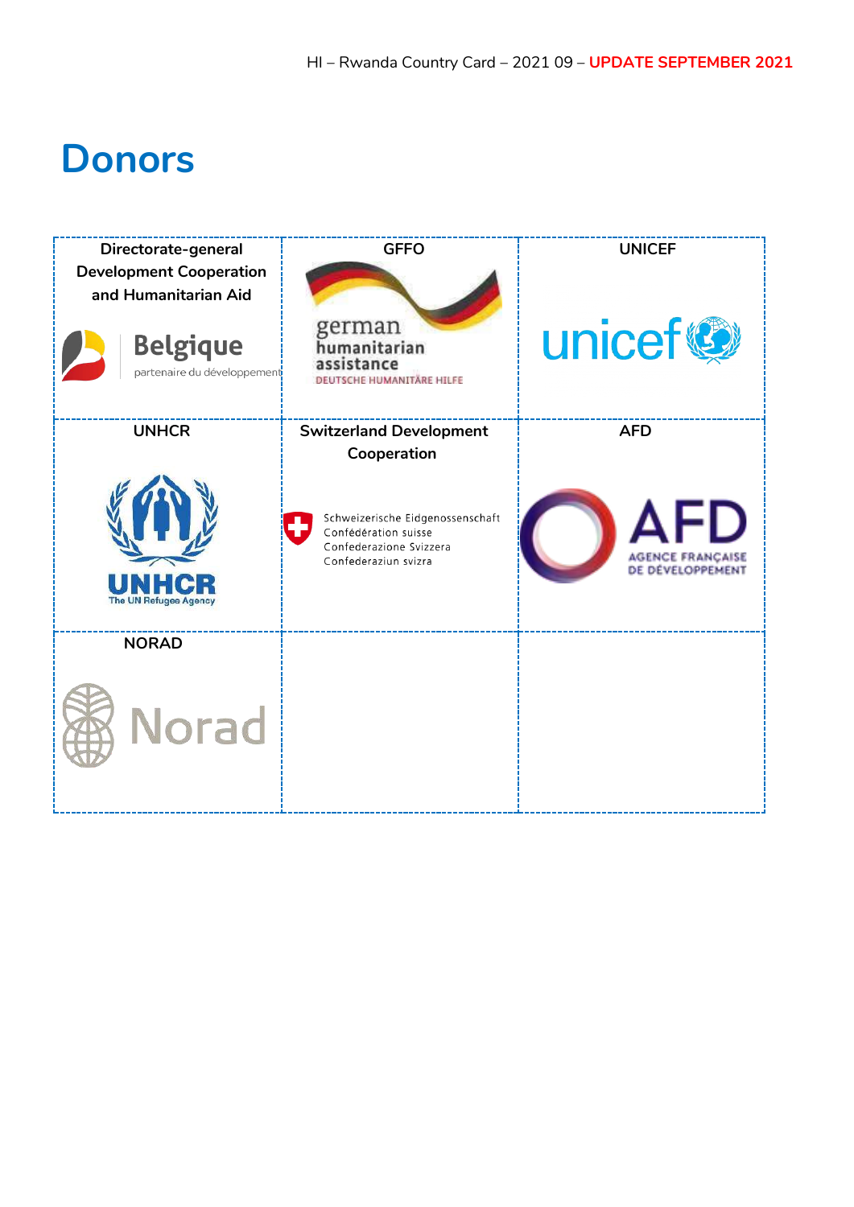# Donors

| | | |
|---|---|---|
| Directorate-general Development Cooperation and Humanitarian Aid<br>Belgique<br>partenaire du développement | GFFO<br>german humanitarian assistance<br>DEUTSCHE HUMANITÄRE HILFE | UNICEF<br>unicef |
| UNHCR<br>UNHCR<br>The UN Refugee Agency | Switzerland Development Cooperation<br>Schweizerische Eidgenossenschaft<br>Confédération suisse<br>Confederazione Svizzera<br>Confederaziun svizra | AFD<br>AFD<br>AGENCE FRANÇAISE DE DÉVELOPPEMENT |
| NORAD<br>Norad | | |